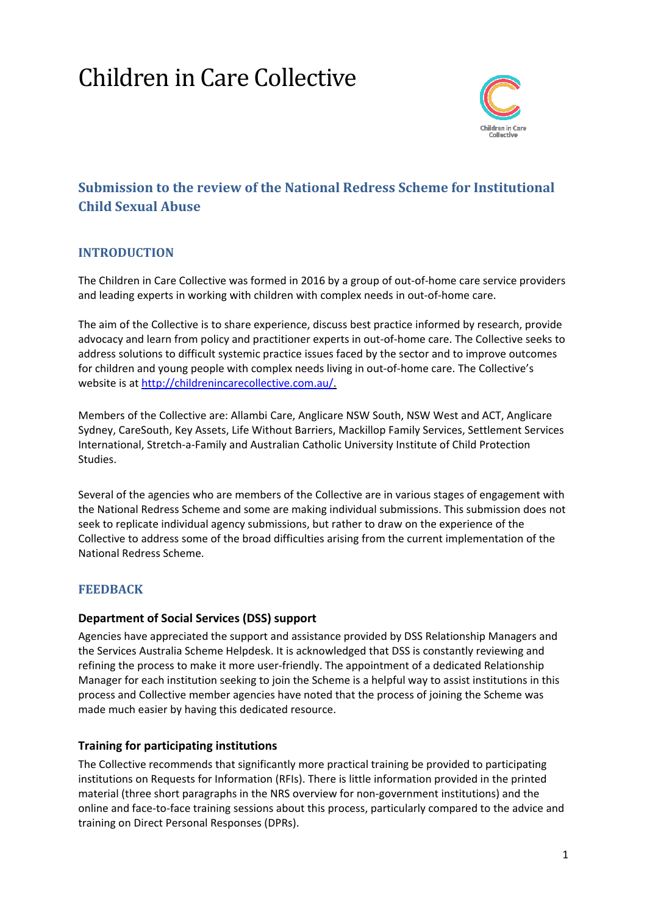# Children in Care Collective

## Submission to the review of the National Redress Scheme for Institutional Child Sexual Abuse

### INTRODUCTION

The Children in Care Collective was formed in 2016 by a group of out-of-home care service providers and leading experts in working with children with complex needs in out-of-home care.

The aim of the Collective is to share experience, discuss best practice informed by research, provide advocacy and learn from policy and practitioner experts in out-of-home care. The Collective seeks to address solutions to difficult systemic practice issues faced by the sector and to improve outcomes for children and young people with complex needs living in out-of-home care. The Collective's website is at http://childrenincarecollective.com.au/.

Members of the Collective are: Allambi Care, Anglicare NSW South, NSW West and ACT, Anglicare Sydney, CareSouth, Key Assets, Life Without Barriers, Mackillop Family Services, Settlement Services International, Stretch-a-Family and Australian Catholic University Institute of Child Protection Studies.

Several of the agencies who are members of the Collective are in various stages of engagement with the National Redress Scheme and some are making individual submissions. This submission does not seek to replicate individual agency submissions, but rather to draw on the experience of the Collective to address some of the broad difficulties arising from the current implementation of the National Redress Scheme.

### FEEDBACK

#### Department of Social Services (DSS) support

Agencies have appreciated the support and assistance provided by DSS Relationship Managers and the Services Australia Scheme Helpdesk. It is acknowledged that DSS is constantly reviewing and refining the process to make it more user-friendly. The appointment of a dedicated Relationship Manager for each institution seeking to join the Scheme is a helpful way to assist institutions in this process and Collective member agencies have noted that the process of joining the Scheme was made much easier by having this dedicated resource.

#### Training for participating institutions

The Collective recommends that significantly more practical training be provided to participating institutions on Requests for Information (RFIs). There is little information provided in the printed material (three short paragraphs in the NRS overview for non-government institutions) and the online and face-to-face training sessions about this process, particularly compared to the advice and training on Direct Personal Responses (DPRs).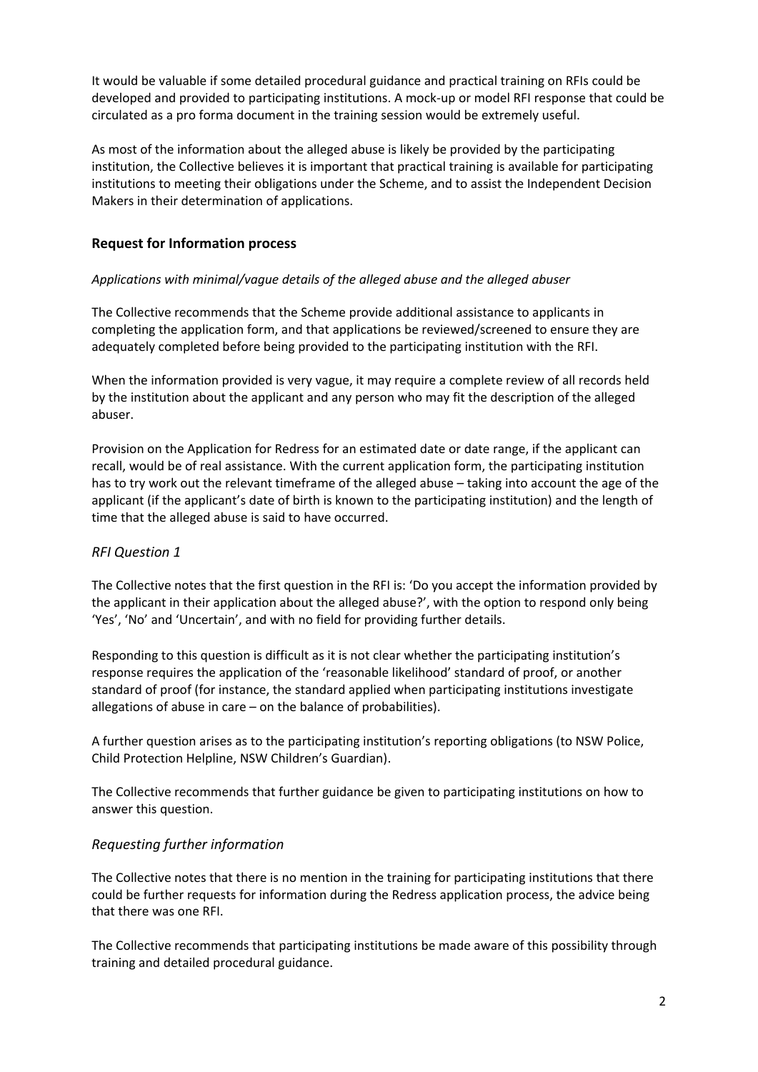It would be valuable if some detailed procedural guidance and practical training on RFIs could be developed and provided to participating institutions. A mock-up or model RFI response that could be circulated as a pro forma document in the training session would be extremely useful.

As most of the information about the alleged abuse is likely be provided by the participating institution, the Collective believes it is important that practical training is available for participating institutions to meeting their obligations under the Scheme, and to assist the Independent Decision Makers in their determination of applications.

## Request for Information process

*Applications with minimal/vague details of the alleged abuse and the alleged abuser*

The Collective recommends that the Scheme provide additional assistance to applicants in completing the application form, and that applications be reviewed/screened to ensure they are adequately completed before being provided to the participating institution with the RFI.

When the information provided is very vague, it may require a complete review of all records held by the institution about the applicant and any person who may fit the description of the alleged abuser.

Provision on the Application for Redress for an estimated date or date range, if the applicant can recall, would be of real assistance. With the current application form, the participating institution has to try work out the relevant timeframe of the alleged abuse – taking into account the age of the applicant (if the applicant's date of birth is known to the participating institution) and the length of time that the alleged abuse is said to have occurred.

### *RFI Question 1*

The Collective notes that the first question in the RFI is: 'Do you accept the information provided by the applicant in their application about the alleged abuse?', with the option to respond only being 'Yes', 'No' and 'Uncertain', and with no field for providing further details.

Responding to this question is difficult as it is not clear whether the participating institution's response requires the application of the 'reasonable likelihood' standard of proof, or another standard of proof (for instance, the standard applied when participating institutions investigate allegations of abuse in care – on the balance of probabilities).

A further question arises as to the participating institution's reporting obligations (to NSW Police, Child Protection Helpline, NSW Children's Guardian).

The Collective recommends that further guidance be given to participating institutions on how to answer this question.

### *Requesting further information*

The Collective notes that there is no mention in the training for participating institutions that there could be further requests for information during the Redress application process, the advice being that there was one RFI.

The Collective recommends that participating institutions be made aware of this possibility through training and detailed procedural guidance.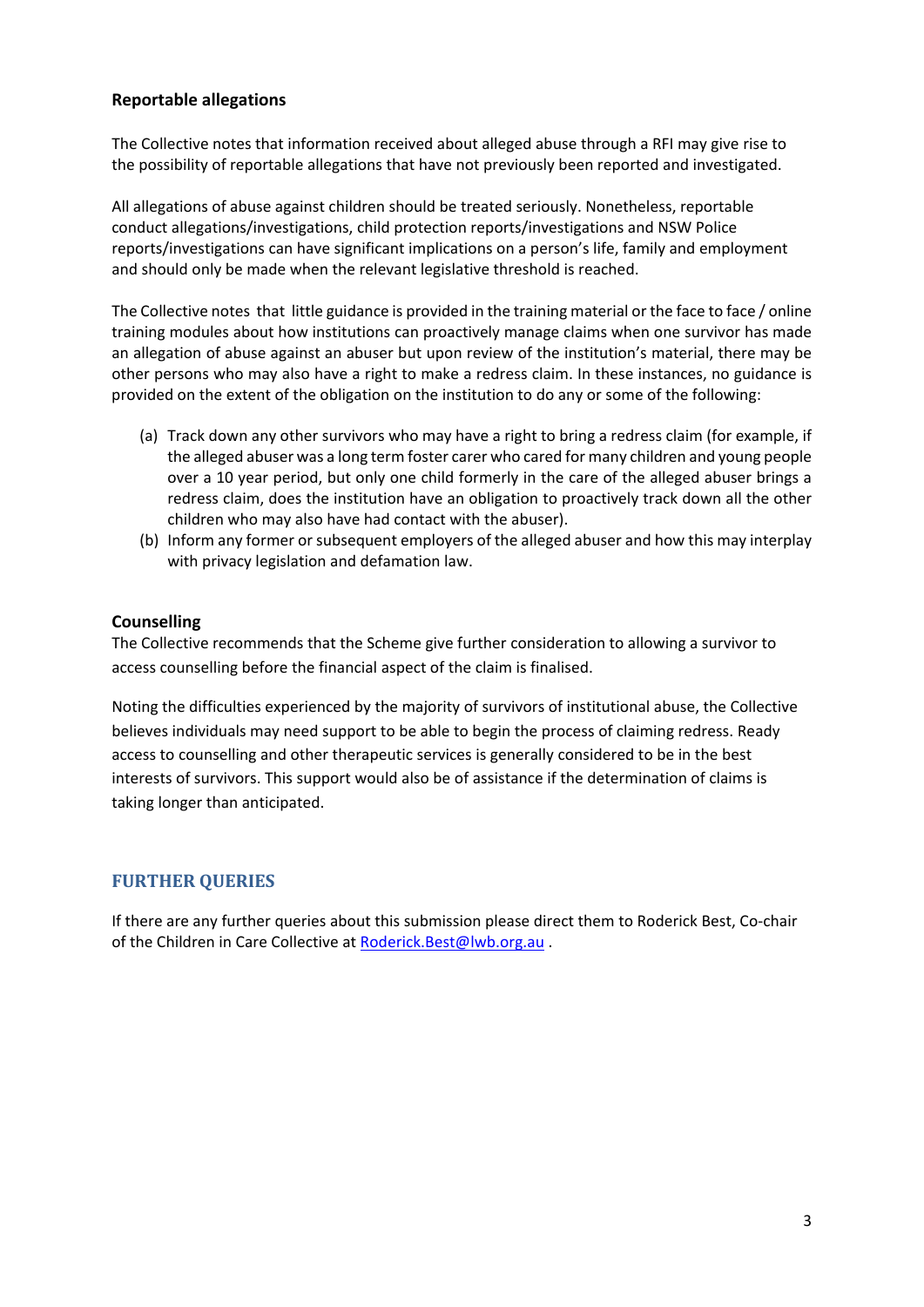**Reportable allegations**

The Collective notes that information received about alleged abuse through a RFI may give rise to the possibility of reportable allegations that have not previously been reported and investigated.

All allegations of abuse against children should be treated seriously. Nonetheless, reportable conduct allegations/investigations, child protection reports/investigations and NSW Police reports/investigations can have significant implications on a person's life, family and employment and should only be made when the relevant legislative threshold is reached.

The Collective notes that little guidance is provided in the training material or the face to face / online training modules about how institutions can proactively manage claims when one survivor has made an allegation of abuse against an abuser but upon review of the institution's material, there may be other persons who may also have a right to make a redress claim. In these instances, no guidance is provided on the extent of the obligation on the institution to do any or some of the following:

(a) Track down any other survivors who may have a right to bring a redress claim (for example, if the alleged abuser was a long term foster carer who cared for many children and young people over a 10 year period, but only one child formerly in the care of the alleged abuser brings a redress claim, does the institution have an obligation to proactively track down all the other children who may also have had contact with the abuser).
(b) Inform any former or subsequent employers of the alleged abuser and how this may interplay with privacy legislation and defamation law.

**Counselling**

The Collective recommends that the Scheme give further consideration to allowing a survivor to access counselling before the financial aspect of the claim is finalised.

Noting the difficulties experienced by the majority of survivors of institutional abuse, the Collective believes individuals may need support to be able to begin the process of claiming redress. Ready access to counselling and other therapeutic services is generally considered to be in the best interests of survivors. This support would also be of assistance if the determination of claims is taking longer than anticipated.

## FURTHER QUERIES

If there are any further queries about this submission please direct them to Roderick Best, Co-chair of the Children in Care Collective at Roderick.Best@lwb.org.au .